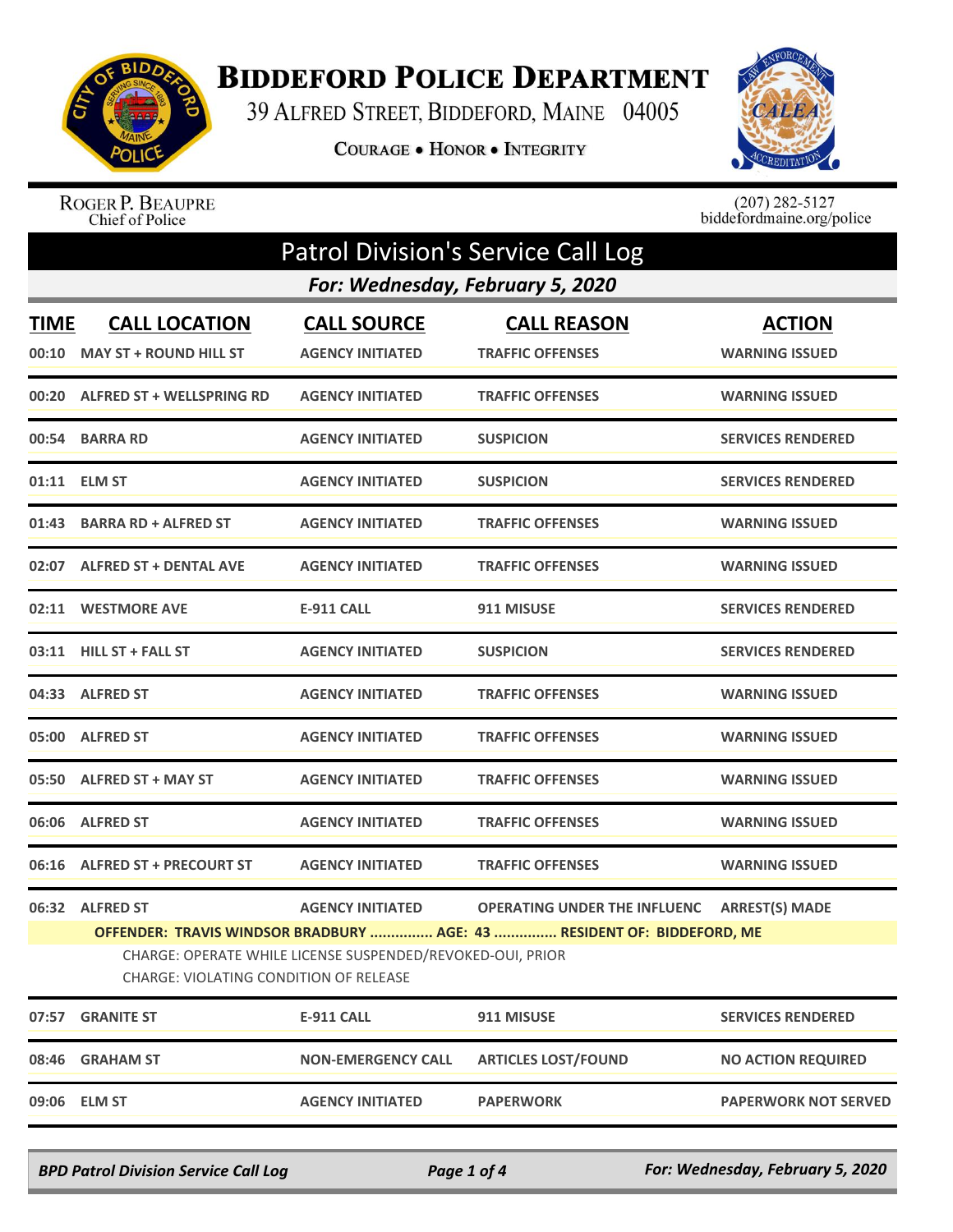# BIDDEFORD POLICE DEPARTMENT

39 ALFRED STREET, BIDDEFORD, MAINE 04005

COURAGE • HONOR • INTEGRITY

ROGER P. BEAUPRE
Chief of Police

(207) 282-5127
biddefordmaine.org/police

## Patrol Division's Service Call Log

### *For: Wednesday, February 5, 2020*

| TIME | CALL LOCATION | CALL SOURCE | CALL REASON | ACTION |
|---|---|---|---|---|
| 00:10 | MAY ST + ROUND HILL ST | AGENCY INITIATED | TRAFFIC OFFENSES | WARNING ISSUED |
| 00:20 | ALFRED ST + WELLSPRING RD | AGENCY INITIATED | TRAFFIC OFFENSES | WARNING ISSUED |
| 00:54 | BARRA RD | AGENCY INITIATED | SUSPICION | SERVICES RENDERED |
| 01:11 | ELM ST | AGENCY INITIATED | SUSPICION | SERVICES RENDERED |
| 01:43 | BARRA RD + ALFRED ST | AGENCY INITIATED | TRAFFIC OFFENSES | WARNING ISSUED |
| 02:07 | ALFRED ST + DENTAL AVE | AGENCY INITIATED | TRAFFIC OFFENSES | WARNING ISSUED |
| 02:11 | WESTMORE AVE | E-911 CALL | 911 MISUSE | SERVICES RENDERED |
| 03:11 | HILL ST + FALL ST | AGENCY INITIATED | SUSPICION | SERVICES RENDERED |
| 04:33 | ALFRED ST | AGENCY INITIATED | TRAFFIC OFFENSES | WARNING ISSUED |
| 05:00 | ALFRED ST | AGENCY INITIATED | TRAFFIC OFFENSES | WARNING ISSUED |
| 05:50 | ALFRED ST + MAY ST | AGENCY INITIATED | TRAFFIC OFFENSES | WARNING ISSUED |
| 06:06 | ALFRED ST | AGENCY INITIATED | TRAFFIC OFFENSES | WARNING ISSUED |
| 06:16 | ALFRED ST + PRECOURT ST | AGENCY INITIATED | TRAFFIC OFFENSES | WARNING ISSUED |
| 06:32 | ALFRED ST | AGENCY INITIATED | OPERATING UNDER THE INFLUENC | ARREST(S) MADE |

**OFFENDER: TRAVIS WINDSOR BRADBURY ............... AGE: 43 ............... RESIDENT OF: BIDDEFORD, ME**

CHARGE: OPERATE WHILE LICENSE SUSPENDED/REVOKED-OUI, PRIOR
CHARGE: VIOLATING CONDITION OF RELEASE

| TIME | CALL LOCATION | CALL SOURCE | CALL REASON | ACTION |
|---|---|---|---|---|
| 07:57 | GRANITE ST | E-911 CALL | 911 MISUSE | SERVICES RENDERED |
| 08:46 | GRAHAM ST | NON-EMERGENCY CALL | ARTICLES LOST/FOUND | NO ACTION REQUIRED |
| 09:06 | ELM ST | AGENCY INITIATED | PAPERWORK | PAPERWORK NOT SERVED |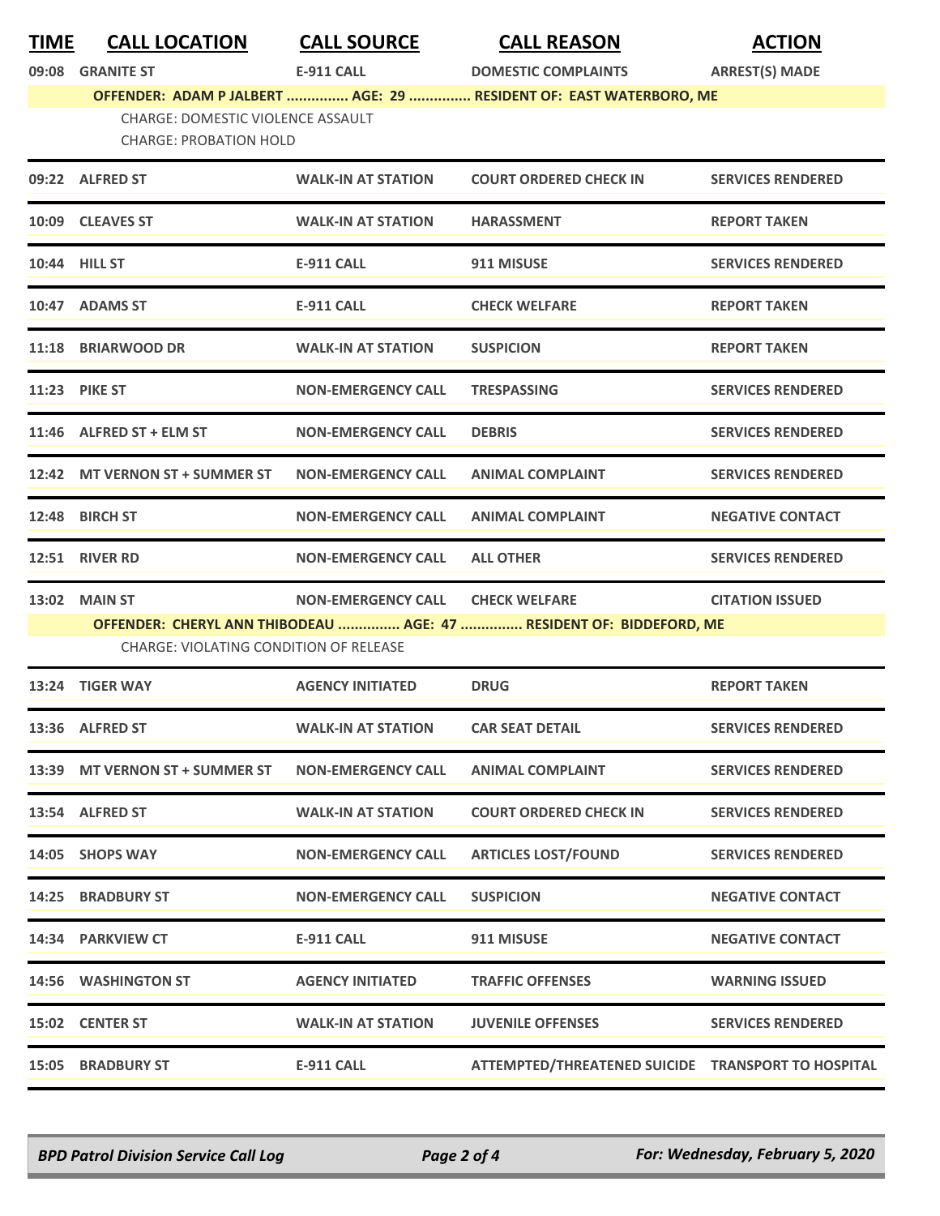| TIME | CALL LOCATION | CALL SOURCE | CALL REASON | ACTION |
|---|---|---|---|---|
| 09:08 | GRANITE ST | E-911 CALL | DOMESTIC COMPLAINTS | ARREST(S) MADE |
| | OFFENDER: ADAM P JALBERT ............... AGE: 29 ............... RESIDENT OF: EAST WATERBORO, ME | | | |
| | CHARGE: DOMESTIC VIOLENCE ASSAULT | | | |
| | CHARGE: PROBATION HOLD | | | |
| 09:22 | ALFRED ST | WALK-IN AT STATION | COURT ORDERED CHECK IN | SERVICES RENDERED |
| 10:09 | CLEAVES ST | WALK-IN AT STATION | HARASSMENT | REPORT TAKEN |
| 10:44 | HILL ST | E-911 CALL | 911 MISUSE | SERVICES RENDERED |
| 10:47 | ADAMS ST | E-911 CALL | CHECK WELFARE | REPORT TAKEN |
| 11:18 | BRIARWOOD DR | WALK-IN AT STATION | SUSPICION | REPORT TAKEN |
| 11:23 | PIKE ST | NON-EMERGENCY CALL | TRESPASSING | SERVICES RENDERED |
| 11:46 | ALFRED ST + ELM ST | NON-EMERGENCY CALL | DEBRIS | SERVICES RENDERED |
| 12:42 | MT VERNON ST + SUMMER ST | NON-EMERGENCY CALL | ANIMAL COMPLAINT | SERVICES RENDERED |
| 12:48 | BIRCH ST | NON-EMERGENCY CALL | ANIMAL COMPLAINT | NEGATIVE CONTACT |
| 12:51 | RIVER RD | NON-EMERGENCY CALL | ALL OTHER | SERVICES RENDERED |
| 13:02 | MAIN ST | NON-EMERGENCY CALL | CHECK WELFARE | CITATION ISSUED |
| | OFFENDER: CHERYL ANN THIBODEAU ............... AGE: 47 ............... RESIDENT OF: BIDDEFORD, ME | | | |
| | CHARGE: VIOLATING CONDITION OF RELEASE | | | |
| 13:24 | TIGER WAY | AGENCY INITIATED | DRUG | REPORT TAKEN |
| 13:36 | ALFRED ST | WALK-IN AT STATION | CAR SEAT DETAIL | SERVICES RENDERED |
| 13:39 | MT VERNON ST + SUMMER ST | NON-EMERGENCY CALL | ANIMAL COMPLAINT | SERVICES RENDERED |
| 13:54 | ALFRED ST | WALK-IN AT STATION | COURT ORDERED CHECK IN | SERVICES RENDERED |
| 14:05 | SHOPS WAY | NON-EMERGENCY CALL | ARTICLES LOST/FOUND | SERVICES RENDERED |
| 14:25 | BRADBURY ST | NON-EMERGENCY CALL | SUSPICION | NEGATIVE CONTACT |
| 14:34 | PARKVIEW CT | E-911 CALL | 911 MISUSE | NEGATIVE CONTACT |
| 14:56 | WASHINGTON ST | AGENCY INITIATED | TRAFFIC OFFENSES | WARNING ISSUED |
| 15:02 | CENTER ST | WALK-IN AT STATION | JUVENILE OFFENSES | SERVICES RENDERED |
| 15:05 | BRADBURY ST | E-911 CALL | ATTEMPTED/THREATENED SUICIDE | TRANSPORT TO HOSPITAL |

*BPD Patrol Division Service Call Log* — *For: Wednesday, February 5, 2020*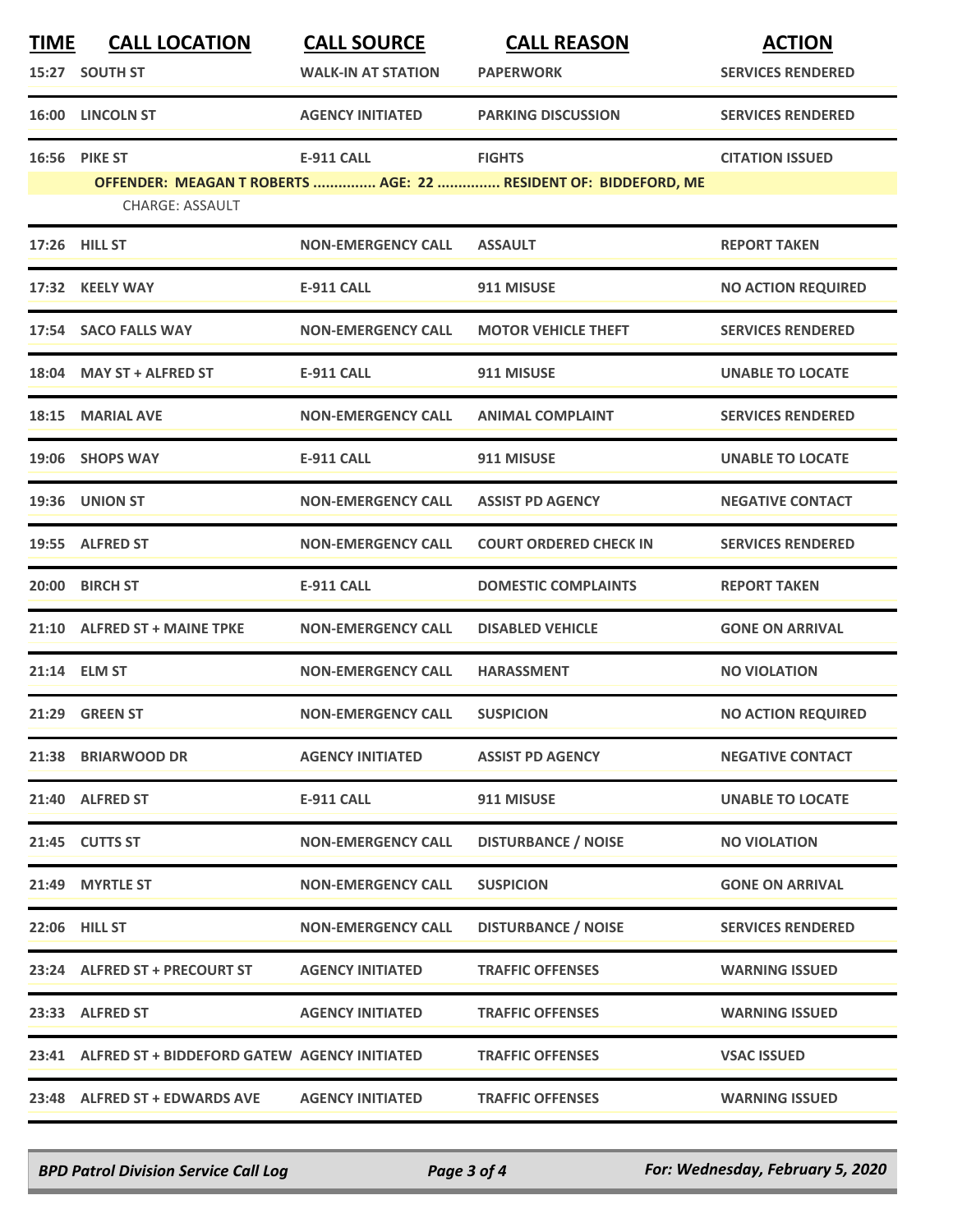| TIME | CALL LOCATION | CALL SOURCE | CALL REASON | ACTION |
|---|---|---|---|---|
| 15:27 | SOUTH ST | WALK-IN AT STATION | PAPERWORK | SERVICES RENDERED |
| 16:00 | LINCOLN ST | AGENCY INITIATED | PARKING DISCUSSION | SERVICES RENDERED |
| 16:56 | PIKE ST | E-911 CALL | FIGHTS | CITATION ISSUED |
| | OFFENDER: MEAGAN T ROBERTS ............... AGE: 22 ............... RESIDENT OF: BIDDEFORD, ME | | | |
| | CHARGE: ASSAULT | | | |
| 17:26 | HILL ST | NON-EMERGENCY CALL | ASSAULT | REPORT TAKEN |
| 17:32 | KEELY WAY | E-911 CALL | 911 MISUSE | NO ACTION REQUIRED |
| 17:54 | SACO FALLS WAY | NON-EMERGENCY CALL | MOTOR VEHICLE THEFT | SERVICES RENDERED |
| 18:04 | MAY ST + ALFRED ST | E-911 CALL | 911 MISUSE | UNABLE TO LOCATE |
| 18:15 | MARIAL AVE | NON-EMERGENCY CALL | ANIMAL COMPLAINT | SERVICES RENDERED |
| 19:06 | SHOPS WAY | E-911 CALL | 911 MISUSE | UNABLE TO LOCATE |
| 19:36 | UNION ST | NON-EMERGENCY CALL | ASSIST PD AGENCY | NEGATIVE CONTACT |
| 19:55 | ALFRED ST | NON-EMERGENCY CALL | COURT ORDERED CHECK IN | SERVICES RENDERED |
| 20:00 | BIRCH ST | E-911 CALL | DOMESTIC COMPLAINTS | REPORT TAKEN |
| 21:10 | ALFRED ST + MAINE TPKE | NON-EMERGENCY CALL | DISABLED VEHICLE | GONE ON ARRIVAL |
| 21:14 | ELM ST | NON-EMERGENCY CALL | HARASSMENT | NO VIOLATION |
| 21:29 | GREEN ST | NON-EMERGENCY CALL | SUSPICION | NO ACTION REQUIRED |
| 21:38 | BRIARWOOD DR | AGENCY INITIATED | ASSIST PD AGENCY | NEGATIVE CONTACT |
| 21:40 | ALFRED ST | E-911 CALL | 911 MISUSE | UNABLE TO LOCATE |
| 21:45 | CUTTS ST | NON-EMERGENCY CALL | DISTURBANCE / NOISE | NO VIOLATION |
| 21:49 | MYRTLE ST | NON-EMERGENCY CALL | SUSPICION | GONE ON ARRIVAL |
| 22:06 | HILL ST | NON-EMERGENCY CALL | DISTURBANCE / NOISE | SERVICES RENDERED |
| 23:24 | ALFRED ST + PRECOURT ST | AGENCY INITIATED | TRAFFIC OFFENSES | WARNING ISSUED |
| 23:33 | ALFRED ST | AGENCY INITIATED | TRAFFIC OFFENSES | WARNING ISSUED |
| 23:41 | ALFRED ST + BIDDEFORD GATEW | AGENCY INITIATED | TRAFFIC OFFENSES | VSAC ISSUED |
| 23:48 | ALFRED ST + EDWARDS AVE | AGENCY INITIATED | TRAFFIC OFFENSES | WARNING ISSUED |

*BPD Patrol Division Service Call Log* — *For: Wednesday, February 5, 2020*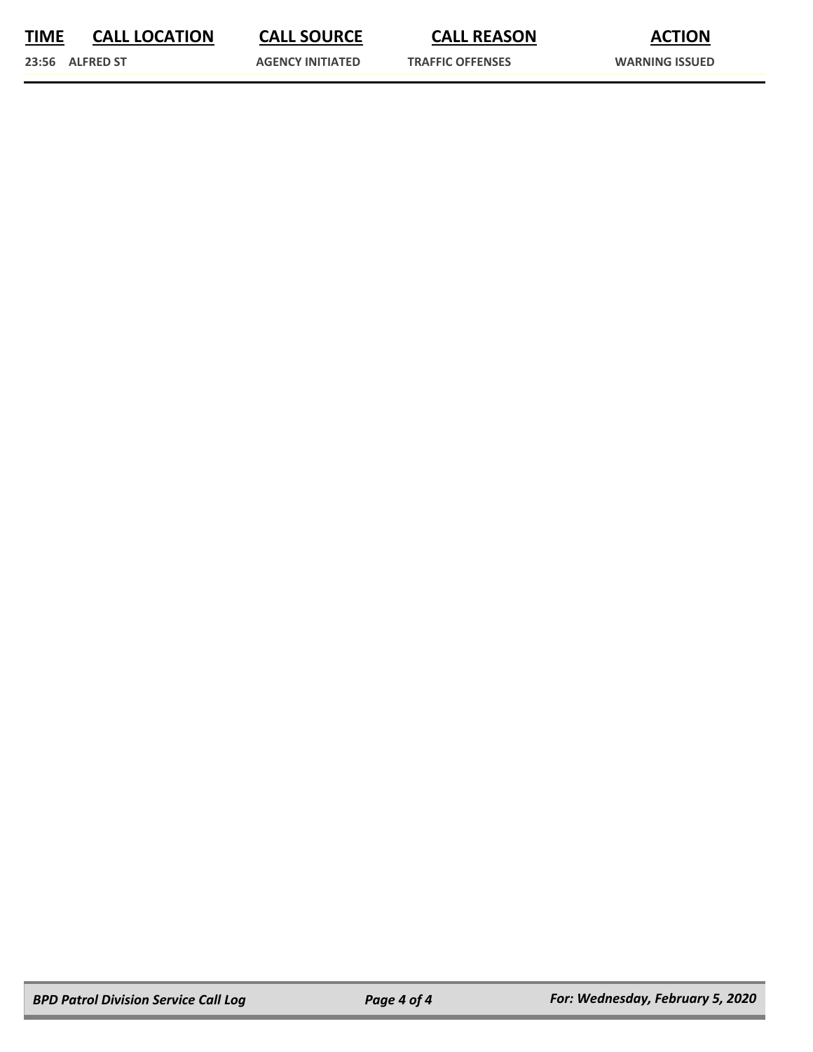| TIME | CALL LOCATION | CALL SOURCE | CALL REASON | ACTION |
| --- | --- | --- | --- | --- |
| 23:56 | ALFRED ST | AGENCY INITIATED | TRAFFIC OFFENSES | WARNING ISSUED |